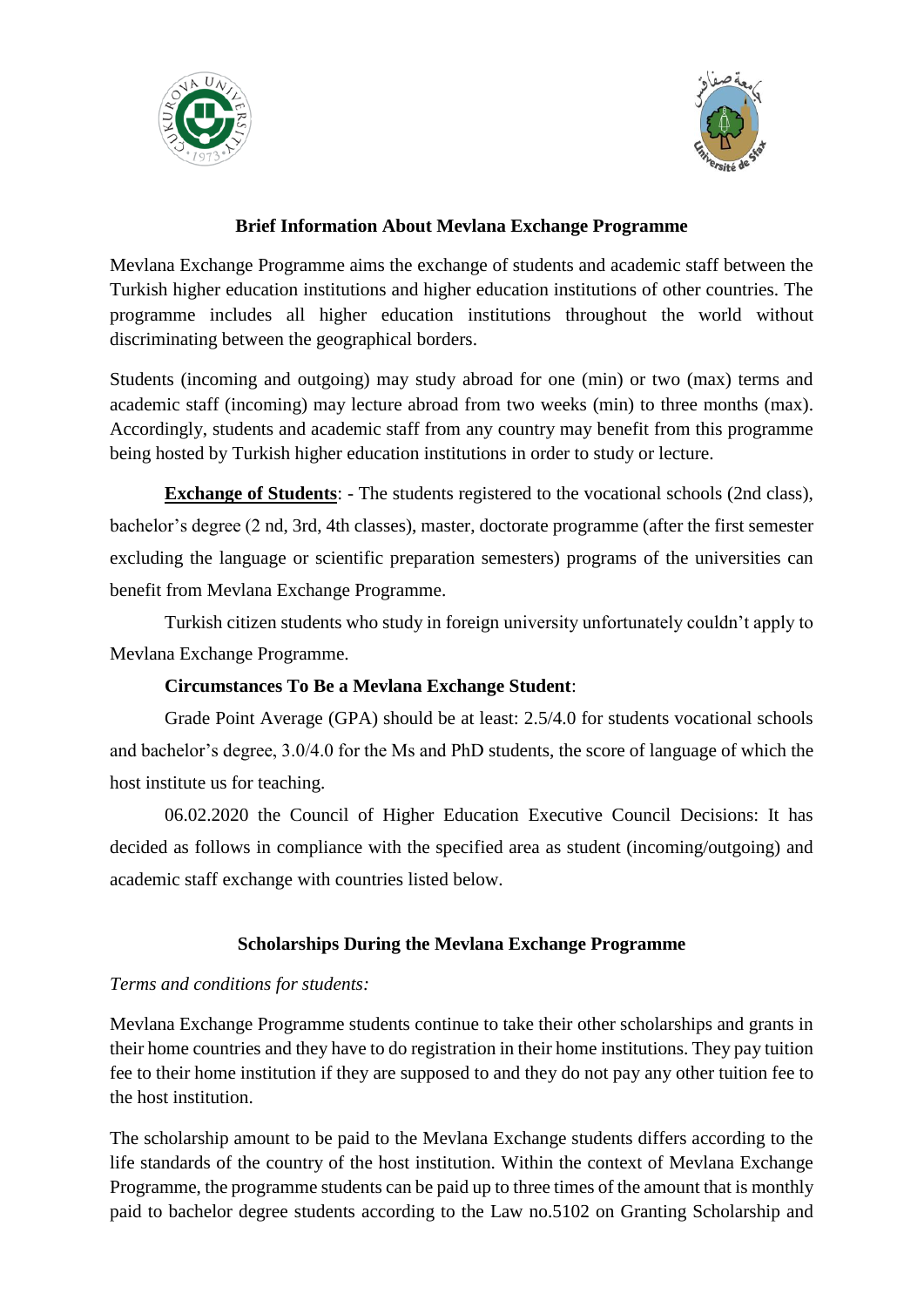## Brief Information About Mevlana Exchange Programme

Mevlana Exchange Programme aims the exchange of students and academic staff between the Turkish higher education institutions and higher education institutions of other countries. The programme includes all higher education institutions throughout the world without discriminating between the geographical borders.

Students (incoming and outgoing) may study abroad for one (min) or two (max) terms and academic staff (incoming) may lecture abroad from two weeks (min) to three months (max). Accordingly, students and academic staff from any country may benefit from this programme being hosted by Turkish higher education institutions in order to study or lecture.

**Exchange of Students**: - The students registered to the vocational schools (2nd class), bachelor's degree (2 nd, 3rd, 4th classes), master, doctorate programme (after the first semester excluding the language or scientific preparation semesters) programs of the universities can benefit from Mevlana Exchange Programme.

Turkish citizen students who study in foreign university unfortunately couldn't apply to Mevlana Exchange Programme.

**Circumstances To Be a Mevlana Exchange Student**:

Grade Point Average (GPA) should be at least: 2.5/4.0 for students vocational schools and bachelor's degree, 3.0/4.0 for the Ms and PhD students, the score of language of which the host institute us for teaching.

06.02.2020 the Council of Higher Education Executive Council Decisions: It has decided as follows in compliance with the specified area as student (incoming/outgoing) and academic staff exchange with countries listed below.

## Scholarships During the Mevlana Exchange Programme

*Terms and conditions for students:*

Mevlana Exchange Programme students continue to take their other scholarships and grants in their home countries and they have to do registration in their home institutions. They pay tuition fee to their home institution if they are supposed to and they do not pay any other tuition fee to the host institution.

The scholarship amount to be paid to the Mevlana Exchange students differs according to the life standards of the country of the host institution. Within the context of Mevlana Exchange Programme, the programme students can be paid up to three times of the amount that is monthly paid to bachelor degree students according to the Law no.5102 on Granting Scholarship and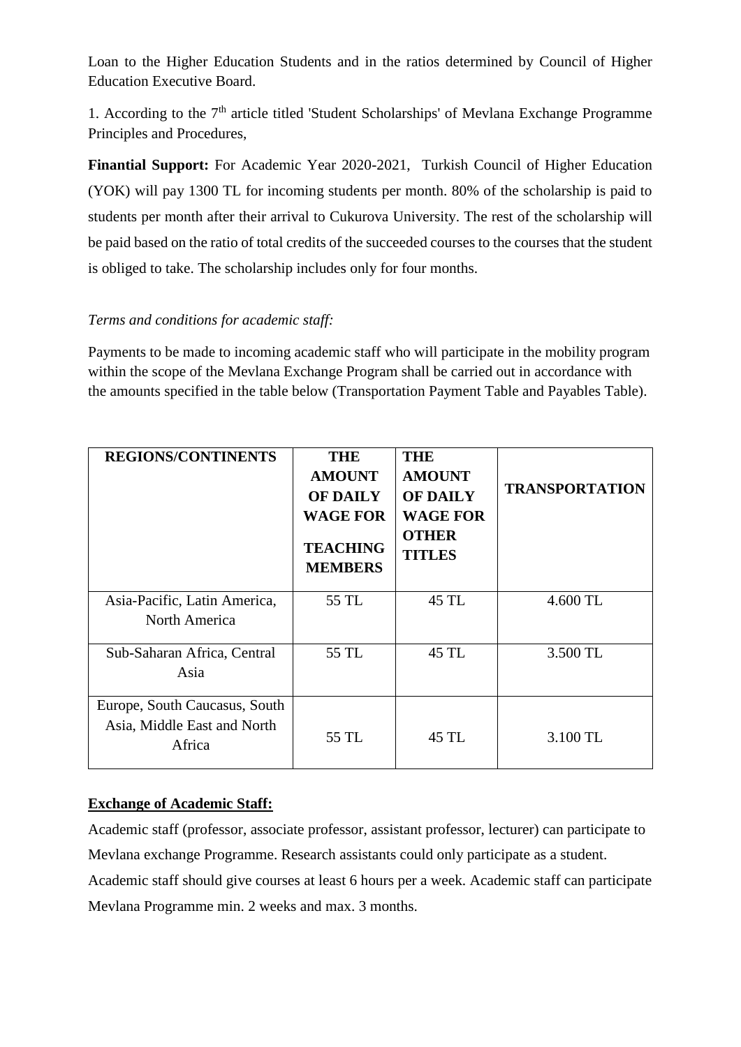Loan to the Higher Education Students and in the ratios determined by Council of Higher Education Executive Board.

1. According to the 7th article titled 'Student Scholarships' of Mevlana Exchange Programme Principles and Procedures,

**Finantial Support:** For Academic Year 2020-2021, Turkish Council of Higher Education (YOK) will pay 1300 TL for incoming students per month. 80% of the scholarship is paid to students per month after their arrival to Cukurova University. The rest of the scholarship will be paid based on the ratio of total credits of the succeeded courses to the courses that the student is obliged to take. The scholarship includes only for four months.

*Terms and conditions for academic staff:*

Payments to be made to incoming academic staff who will participate in the mobility program within the scope of the Mevlana Exchange Program shall be carried out in accordance with the amounts specified in the table below (Transportation Payment Table and Payables Table).

| REGIONS/CONTINENTS | THE AMOUNT OF DAILY WAGE FOR TEACHING MEMBERS | THE AMOUNT OF DAILY WAGE FOR OTHER TITLES | TRANSPORTATION |
|---|---|---|---|
| Asia-Pacific, Latin America, North America | 55 TL | 45 TL | 4.600 TL |
| Sub-Saharan Africa, Central Asia | 55 TL | 45 TL | 3.500 TL |
| Europe, South Caucasus, South Asia, Middle East and North Africa | 55 TL | 45 TL | 3.100 TL |

**Exchange of Academic Staff:**

Academic staff (professor, associate professor, assistant professor, lecturer) can participate to Mevlana exchange Programme. Research assistants could only participate as a student. Academic staff should give courses at least 6 hours per a week. Academic staff can participate Mevlana Programme min. 2 weeks and max. 3 months.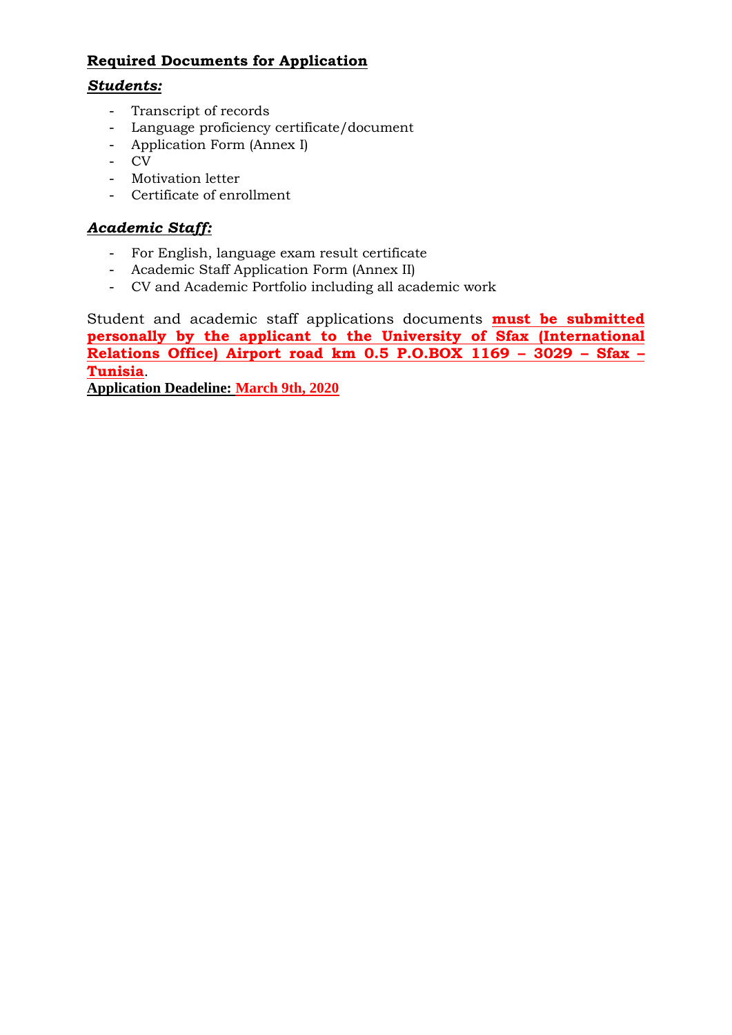## Required Documents for Application

### *Students:*

- Transcript of records
- Language proficiency certificate/document
- Application Form (Annex I)
- CV
- Motivation letter
- Certificate of enrollment

### *Academic Staff:*

- For English, language exam result certificate
- Academic Staff Application Form (Annex II)
- CV and Academic Portfolio including all academic work

Student and academic staff applications documents **must be submitted personally by the applicant to the University of Sfax (International Relations Office) Airport road km 0.5 P.O.BOX 1169 – 3029 – Sfax – Tunisia**.

**Application Deadeline: March 9th, 2020**